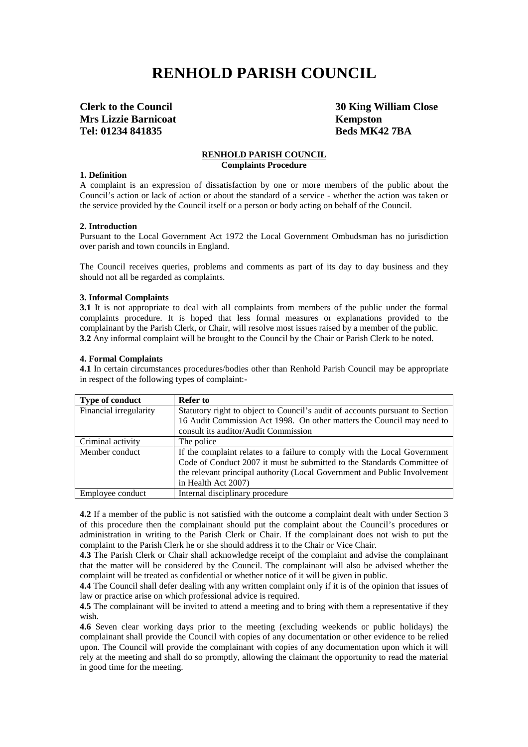# RENHOLD PARISH COUNCIL

**Clerk to the Council**
**Mrs Lizzie Barnicoat**
**Tel: 01234 841835**

**30 King William Close**
**Kempston**
**Beds MK42 7BA**

## RENHOLD PARISH COUNCIL
### Complaints Procedure

**1. Definition**

A complaint is an expression of dissatisfaction by one or more members of the public about the Council's action or lack of action or about the standard of a service - whether the action was taken or the service provided by the Council itself or a person or body acting on behalf of the Council.

**2. Introduction**

Pursuant to the Local Government Act 1972 the Local Government Ombudsman has no jurisdiction over parish and town councils in England.

The Council receives queries, problems and comments as part of its day to day business and they should not all be regarded as complaints.

**3. Informal Complaints**

**3.1** It is not appropriate to deal with all complaints from members of the public under the formal complaints procedure. It is hoped that less formal measures or explanations provided to the complainant by the Parish Clerk, or Chair, will resolve most issues raised by a member of the public.
**3.2** Any informal complaint will be brought to the Council by the Chair or Parish Clerk to be noted.

**4. Formal Complaints**

**4.1** In certain circumstances procedures/bodies other than Renhold Parish Council may be appropriate in respect of the following types of complaint:-

| Type of conduct | Refer to |
|---|---|
| Financial irregularity | Statutory right to object to Council's audit of accounts pursuant to Section 16 Audit Commission Act 1998. On other matters the Council may need to consult its auditor/Audit Commission |
| Criminal activity | The police |
| Member conduct | If the complaint relates to a failure to comply with the Local Government Code of Conduct 2007 it must be submitted to the Standards Committee of the relevant principal authority (Local Government and Public Involvement in Health Act 2007) |
| Employee conduct | Internal disciplinary procedure |

**4.2** If a member of the public is not satisfied with the outcome a complaint dealt with under Section 3 of this procedure then the complainant should put the complaint about the Council's procedures or administration in writing to the Parish Clerk or Chair. If the complainant does not wish to put the complaint to the Parish Clerk he or she should address it to the Chair or Vice Chair.
**4.3** The Parish Clerk or Chair shall acknowledge receipt of the complaint and advise the complainant that the matter will be considered by the Council. The complainant will also be advised whether the complaint will be treated as confidential or whether notice of it will be given in public.
**4.4** The Council shall defer dealing with any written complaint only if it is of the opinion that issues of law or practice arise on which professional advice is required.
**4.5** The complainant will be invited to attend a meeting and to bring with them a representative if they wish.
**4.6** Seven clear working days prior to the meeting (excluding weekends or public holidays) the complainant shall provide the Council with copies of any documentation or other evidence to be relied upon. The Council will provide the complainant with copies of any documentation upon which it will rely at the meeting and shall do so promptly, allowing the claimant the opportunity to read the material in good time for the meeting.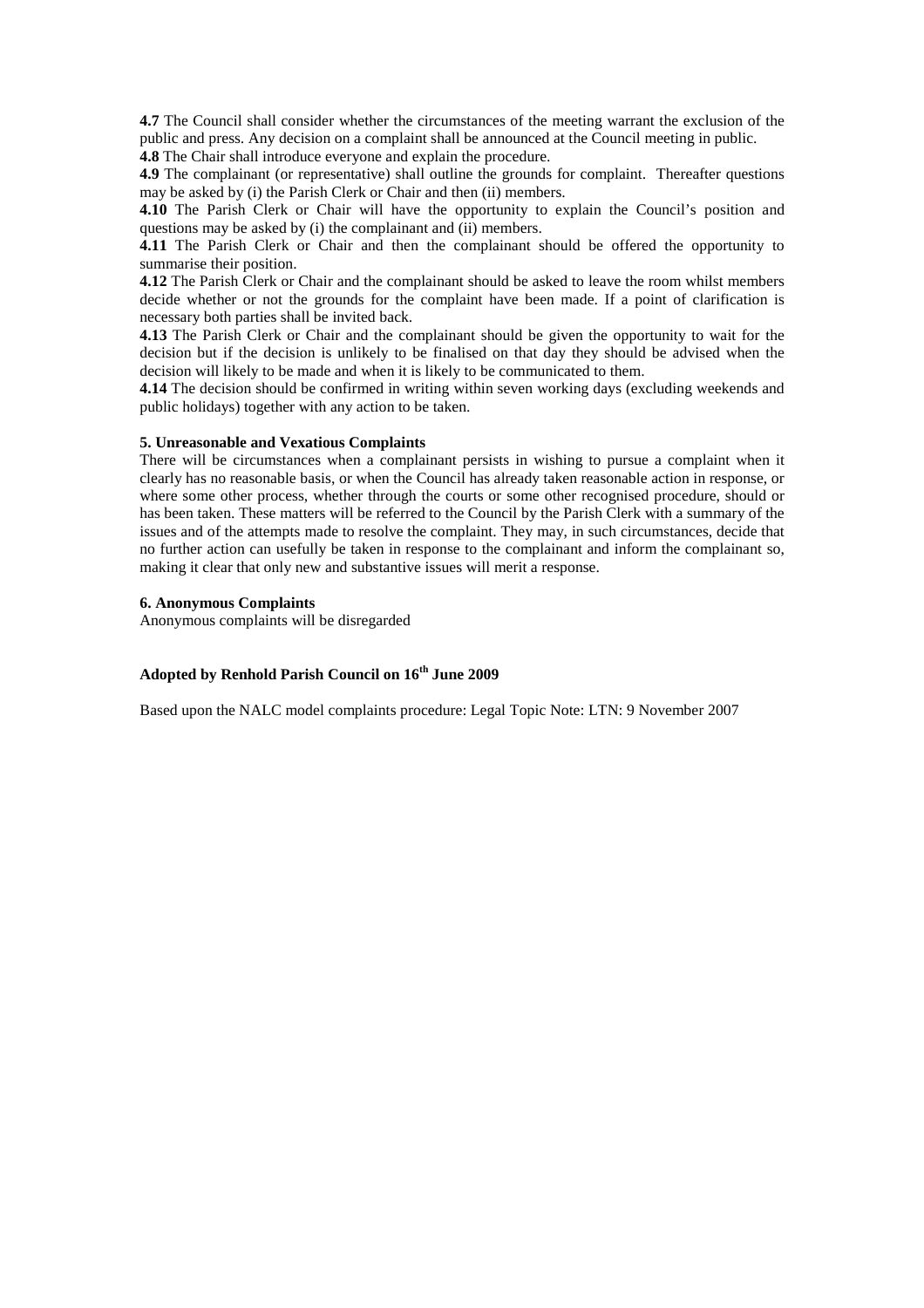**4.7** The Council shall consider whether the circumstances of the meeting warrant the exclusion of the public and press. Any decision on a complaint shall be announced at the Council meeting in public.

**4.8** The Chair shall introduce everyone and explain the procedure.

**4.9** The complainant (or representative) shall outline the grounds for complaint. Thereafter questions may be asked by (i) the Parish Clerk or Chair and then (ii) members.

**4.10** The Parish Clerk or Chair will have the opportunity to explain the Council's position and questions may be asked by (i) the complainant and (ii) members.

**4.11** The Parish Clerk or Chair and then the complainant should be offered the opportunity to summarise their position.

**4.12** The Parish Clerk or Chair and the complainant should be asked to leave the room whilst members decide whether or not the grounds for the complaint have been made. If a point of clarification is necessary both parties shall be invited back.

**4.13** The Parish Clerk or Chair and the complainant should be given the opportunity to wait for the decision but if the decision is unlikely to be finalised on that day they should be advised when the decision will likely to be made and when it is likely to be communicated to them.

**4.14** The decision should be confirmed in writing within seven working days (excluding weekends and public holidays) together with any action to be taken.

**5. Unreasonable and Vexatious Complaints**

There will be circumstances when a complainant persists in wishing to pursue a complaint when it clearly has no reasonable basis, or when the Council has already taken reasonable action in response, or where some other process, whether through the courts or some other recognised procedure, should or has been taken. These matters will be referred to the Council by the Parish Clerk with a summary of the issues and of the attempts made to resolve the complaint. They may, in such circumstances, decide that no further action can usefully be taken in response to the complainant and inform the complainant so, making it clear that only new and substantive issues will merit a response.

**6. Anonymous Complaints**

Anonymous complaints will be disregarded

**Adopted by Renhold Parish Council on 16th June 2009**

Based upon the NALC model complaints procedure: Legal Topic Note: LTN: 9 November 2007